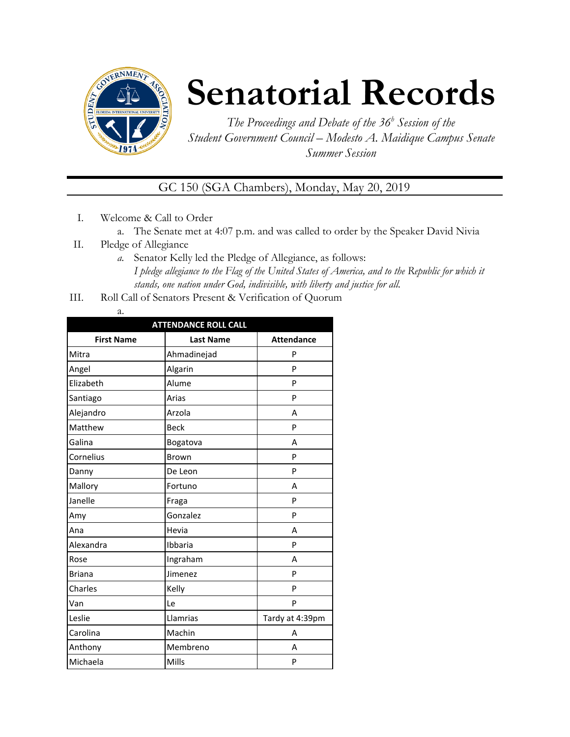# Senatorial Records

*The Proceedings and Debate of the 36[b] Session of the Student Government Council – Modesto A. Maidique Campus Senate Summer Session*

GC 150 (SGA Chambers), Monday, May 20, 2019

I. Welcome & Call to Order
   a. The Senate met at 4:07 p.m. and was called to order by the Speaker David Nivia

II. Pledge of Allegiance
   a. Senator Kelly led the Pledge of Allegiance, as follows:
   *I pledge allegiance to the Flag of the United States of America, and to the Republic for which it stands, one nation under God, indivisible, with liberty and justice for all.*

III. Roll Call of Senators Present & Verification of Quorum
   a.

| ATTENDANCE ROLL CALL | | |
|---|---|---|
| **First Name** | **Last Name** | **Attendance** |
| Mitra | Ahmadinejad | P |
| Angel | Algarin | P |
| Elizabeth | Alume | P |
| Santiago | Arias | P |
| Alejandro | Arzola | A |
| Matthew | Beck | P |
| Galina | Bogatova | A |
| Cornelius | Brown | P |
| Danny | De Leon | P |
| Mallory | Fortuno | A |
| Janelle | Fraga | P |
| Amy | Gonzalez | P |
| Ana | Hevia | A |
| Alexandra | Ibbaria | P |
| Rose | Ingraham | A |
| Briana | Jimenez | P |
| Charles | Kelly | P |
| Van | Le | P |
| Leslie | Llamrias | Tardy at 4:39pm |
| Carolina | Machin | A |
| Anthony | Membreno | A |
| Michaela | Mills | P |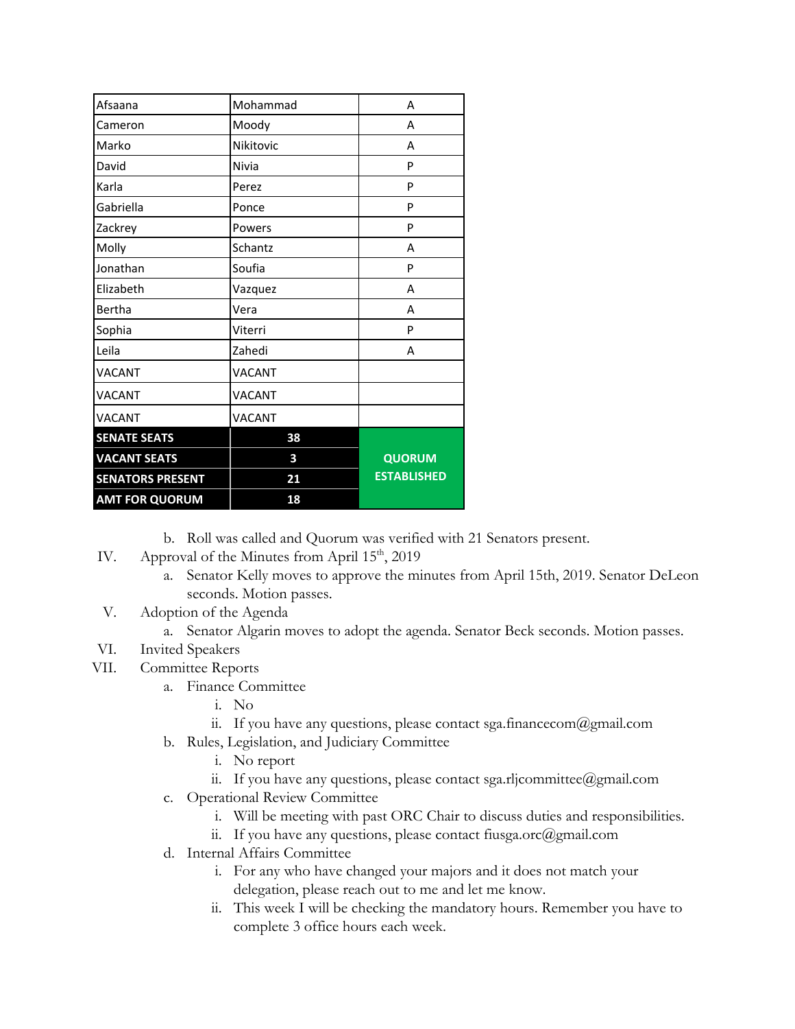| Afsaana | Mohammad | A |
|---|---|---|
| Cameron | Moody | A |
| Marko | Nikitovic | A |
| David | Nivia | P |
| Karla | Perez | P |
| Gabriella | Ponce | P |
| Zackrey | Powers | P |
| Molly | Schantz | A |
| Jonathan | Soufia | P |
| Elizabeth | Vazquez | A |
| Bertha | Vera | A |
| Sophia | Viterri | P |
| Leila | Zahedi | A |
| VACANT | VACANT | |
| VACANT | VACANT | |
| VACANT | VACANT | |
| **SENATE SEATS** | **38** | **QUORUM ESTABLISHED** |
| **VACANT SEATS** | **3** | |
| **SENATORS PRESENT** | **21** | |
| **AMT FOR QUORUM** | **18** | |

b. Roll was called and Quorum was verified with 21 Senators present.

IV. Approval of the Minutes from April 15th, 2019

a. Senator Kelly moves to approve the minutes from April 15th, 2019. Senator DeLeon seconds. Motion passes.

V. Adoption of the Agenda

a. Senator Algarin moves to adopt the agenda. Senator Beck seconds. Motion passes.

VI. Invited Speakers

VII. Committee Reports

a. Finance Committee
   - i. No
   - ii. If you have any questions, please contact sga.financecom@gmail.com

b. Rules, Legislation, and Judiciary Committee
   - i. No report
   - ii. If you have any questions, please contact sga.rljcommittee@gmail.com

c. Operational Review Committee
   - i. Will be meeting with past ORC Chair to discuss duties and responsibilities.
   - ii. If you have any questions, please contact fiusga.orc@gmail.com

d. Internal Affairs Committee
   - i. For any who have changed your majors and it does not match your delegation, please reach out to me and let me know.
   - ii. This week I will be checking the mandatory hours. Remember you have to complete 3 office hours each week.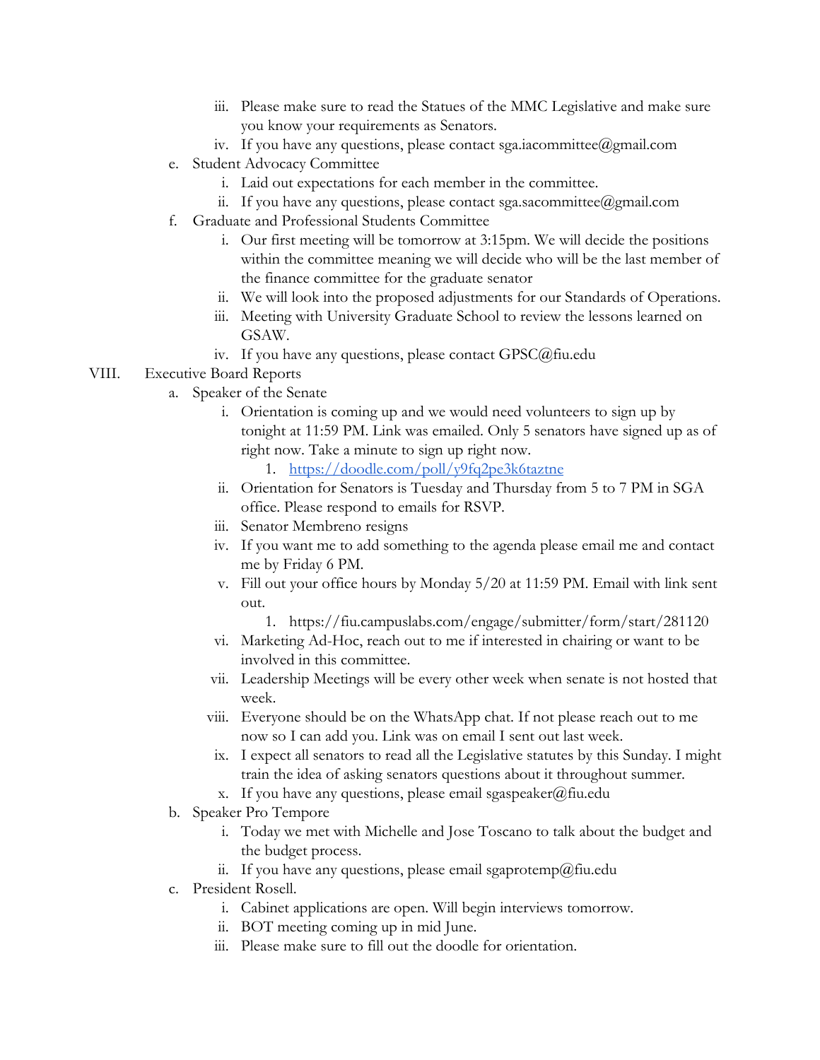iii. Please make sure to read the Statues of the MMC Legislative and make sure you know your requirements as Senators.
   iv. If you have any questions, please contact sga.iacommittee@gmail.com

e. Student Advocacy Committee
   i. Laid out expectations for each member in the committee.
   ii. If you have any questions, please contact sga.sacommittee@gmail.com

f. Graduate and Professional Students Committee
   i. Our first meeting will be tomorrow at 3:15pm. We will decide the positions within the committee meaning we will decide who will be the last member of the finance committee for the graduate senator
   ii. We will look into the proposed adjustments for our Standards of Operations.
   iii. Meeting with University Graduate School to review the lessons learned on GSAW.
   iv. If you have any questions, please contact GPSC@fiu.edu

VIII. Executive Board Reports

a. Speaker of the Senate
   i. Orientation is coming up and we would need volunteers to sign up by tonight at 11:59 PM. Link was emailed. Only 5 senators have signed up as of right now. Take a minute to sign up right now.
      1. https://doodle.com/poll/y9fq2pe3k6taztne
   ii. Orientation for Senators is Tuesday and Thursday from 5 to 7 PM in SGA office. Please respond to emails for RSVP.
   iii. Senator Membreno resigns
   iv. If you want me to add something to the agenda please email me and contact me by Friday 6 PM.
   v. Fill out your office hours by Monday 5/20 at 11:59 PM. Email with link sent out.
      1. https://fiu.campuslabs.com/engage/submitter/form/start/281120
   vi. Marketing Ad-Hoc, reach out to me if interested in chairing or want to be involved in this committee.
   vii. Leadership Meetings will be every other week when senate is not hosted that week.
   viii. Everyone should be on the WhatsApp chat. If not please reach out to me now so I can add you. Link was on email I sent out last week.
   ix. I expect all senators to read all the Legislative statutes by this Sunday. I might train the idea of asking senators questions about it throughout summer.
   x. If you have any questions, please email sgaspeaker@fiu.edu

b. Speaker Pro Tempore
   i. Today we met with Michelle and Jose Toscano to talk about the budget and the budget process.
   ii. If you have any questions, please email sgaprotemp@fiu.edu

c. President Rosell.
   i. Cabinet applications are open. Will begin interviews tomorrow.
   ii. BOT meeting coming up in mid June.
   iii. Please make sure to fill out the doodle for orientation.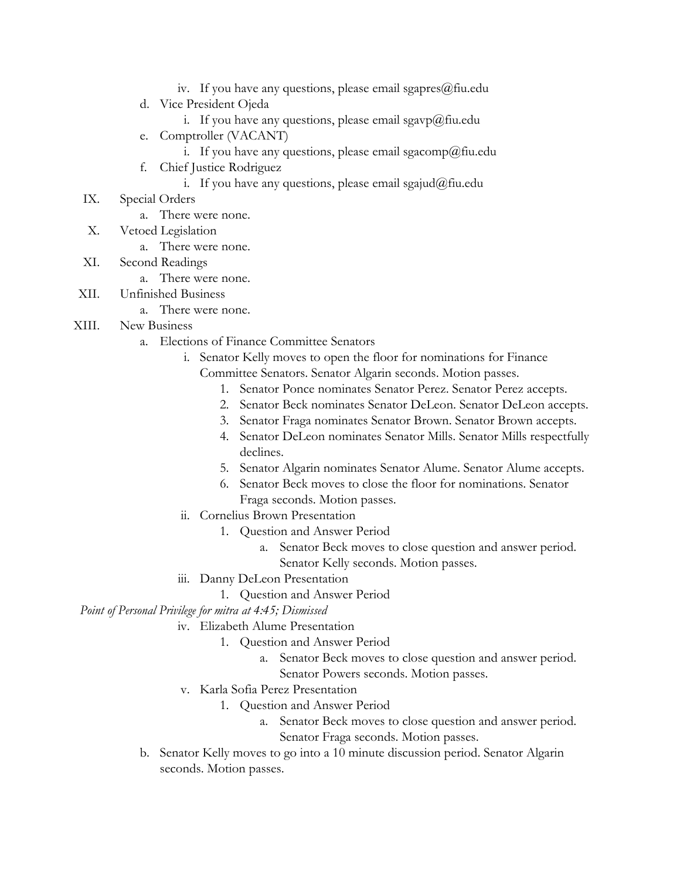iv. If you have any questions, please email sgapres@fiu.edu
    d. Vice President Ojeda
        i. If you have any questions, please email sgavp@fiu.edu
    e. Comptroller (VACANT)
        i. If you have any questions, please email sgacomp@fiu.edu
    f. Chief Justice Rodriguez
        i. If you have any questions, please email sgajud@fiu.edu

IX. Special Orders
    a. There were none.

X. Vetoed Legislation
    a. There were none.

XI. Second Readings
    a. There were none.

XII. Unfinished Business
    a. There were none.

XIII. New Business
    a. Elections of Finance Committee Senators
        i. Senator Kelly moves to open the floor for nominations for Finance Committee Senators. Senator Algarin seconds. Motion passes.
            1. Senator Ponce nominates Senator Perez. Senator Perez accepts.
            2. Senator Beck nominates Senator DeLeon. Senator DeLeon accepts.
            3. Senator Fraga nominates Senator Brown. Senator Brown accepts.
            4. Senator DeLeon nominates Senator Mills. Senator Mills respectfully declines.
            5. Senator Algarin nominates Senator Alume. Senator Alume accepts.
            6. Senator Beck moves to close the floor for nominations. Senator Fraga seconds. Motion passes.
        ii. Cornelius Brown Presentation
            1. Question and Answer Period
                a. Senator Beck moves to close question and answer period. Senator Kelly seconds. Motion passes.
        iii. Danny DeLeon Presentation
            1. Question and Answer Period

*Point of Personal Privilege for mitra at 4:45; Dismissed*

        iv. Elizabeth Alume Presentation
            1. Question and Answer Period
                a. Senator Beck moves to close question and answer period. Senator Powers seconds. Motion passes.
        v. Karla Sofia Perez Presentation
            1. Question and Answer Period
                a. Senator Beck moves to close question and answer period. Senator Fraga seconds. Motion passes.
    b. Senator Kelly moves to go into a 10 minute discussion period. Senator Algarin seconds. Motion passes.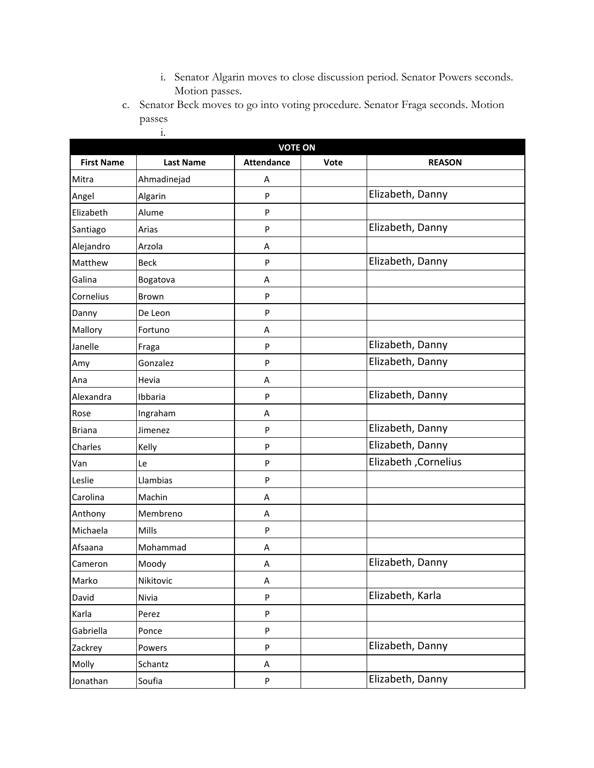i. Senator Algarin moves to close discussion period. Senator Powers seconds. Motion passes.

c. Senator Beck moves to go into voting procedure. Senator Fraga seconds. Motion passes

i.

| VOTE ON | | | | |
|---|---|---|---|---|
| **First Name** | **Last Name** | **Attendance** | **Vote** | **REASON** |
| Mitra | Ahmadinejad | A | | |
| Angel | Algarin | P | | Elizabeth, Danny |
| Elizabeth | Alume | P | | |
| Santiago | Arias | P | | Elizabeth, Danny |
| Alejandro | Arzola | A | | |
| Matthew | Beck | P | | Elizabeth, Danny |
| Galina | Bogatova | A | | |
| Cornelius | Brown | P | | |
| Danny | De Leon | P | | |
| Mallory | Fortuno | A | | |
| Janelle | Fraga | P | | Elizabeth, Danny |
| Amy | Gonzalez | P | | Elizabeth, Danny |
| Ana | Hevia | A | | |
| Alexandra | Ibbaria | P | | Elizabeth, Danny |
| Rose | Ingraham | A | | |
| Briana | Jimenez | P | | Elizabeth, Danny |
| Charles | Kelly | P | | Elizabeth, Danny |
| Van | Le | P | | Elizabeth ,Cornelius |
| Leslie | Llambias | P | | |
| Carolina | Machin | A | | |
| Anthony | Membreno | A | | |
| Michaela | Mills | P | | |
| Afsaana | Mohammad | A | | |
| Cameron | Moody | A | | Elizabeth, Danny |
| Marko | Nikitovic | A | | |
| David | Nivia | P | | Elizabeth, Karla |
| Karla | Perez | P | | |
| Gabriella | Ponce | P | | |
| Zackrey | Powers | P | | Elizabeth, Danny |
| Molly | Schantz | A | | |
| Jonathan | Soufia | P | | Elizabeth, Danny |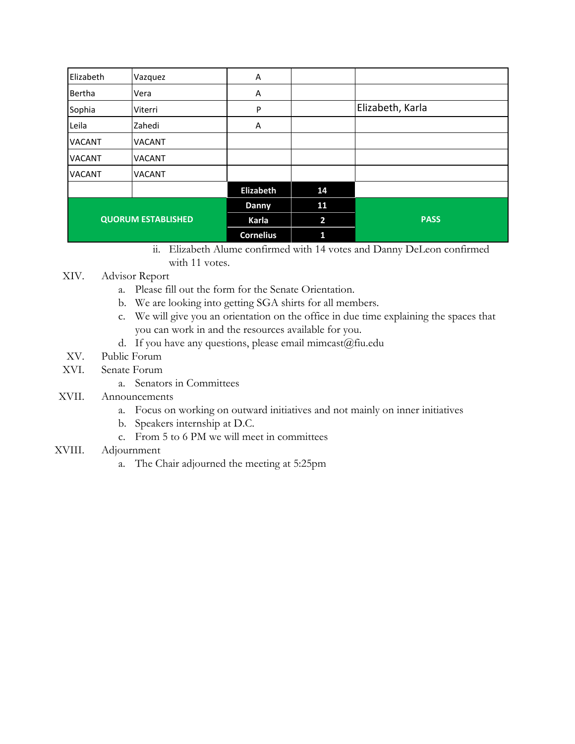| | | | | |
|---|---|---|---|---|
| Elizabeth | Vazquez | A | | |
| Bertha | Vera | A | | |
| Sophia | Viterri | P | | Elizabeth, Karla |
| Leila | Zahedi | A | | |
| VACANT | VACANT | | | |
| VACANT | VACANT | | | |
| VACANT | VACANT | | | |
| | | **Elizabeth** | **14** | |
| **QUORUM ESTABLISHED** | | **Danny** | **11** | **PASS** |
| | | **Karla** | **2** | |
| | | **Cornelius** | **1** | |

ii. Elizabeth Alume confirmed with 14 votes and Danny DeLeon confirmed with 11 votes.

XIV. Advisor Report
   a. Please fill out the form for the Senate Orientation.
   b. We are looking into getting SGA shirts for all members.
   c. We will give you an orientation on the office in due time explaining the spaces that you can work in and the resources available for you.
   d. If you have any questions, please email mimcast@fiu.edu

XV. Public Forum

XVI. Senate Forum
   a. Senators in Committees

XVII. Announcements
   a. Focus on working on outward initiatives and not mainly on inner initiatives
   b. Speakers internship at D.C.
   c. From 5 to 6 PM we will meet in committees

XVIII. Adjournment
   a. The Chair adjourned the meeting at 5:25pm